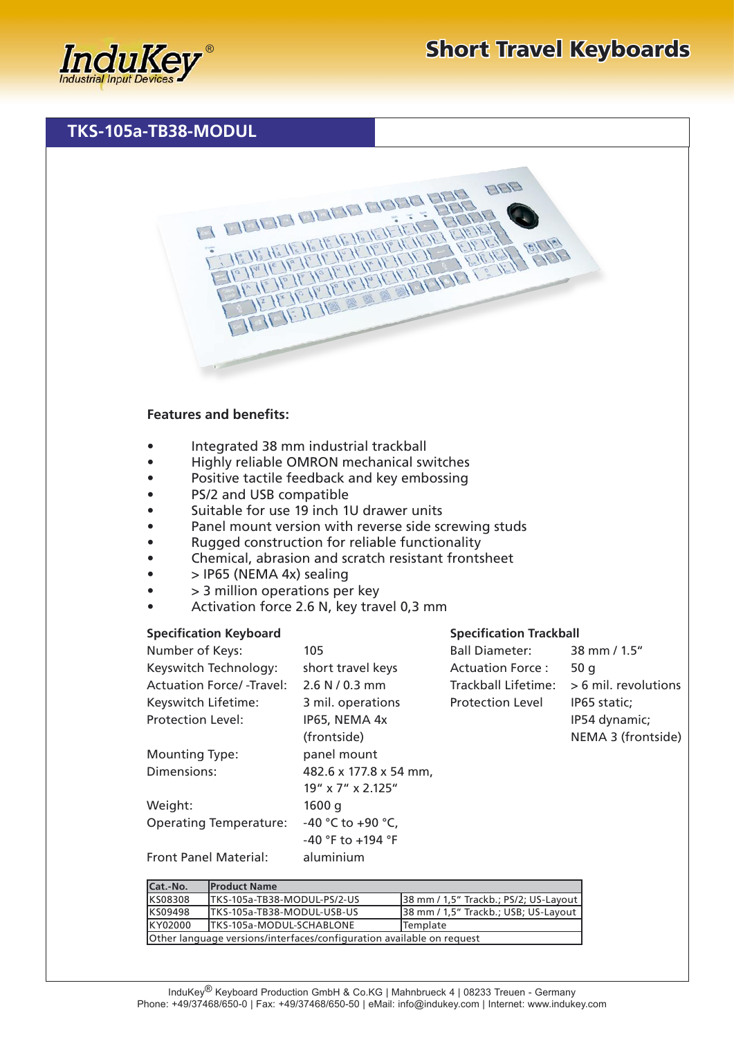Short Travel Keyboards

# TKS-105a-TB38-MODUL

**Features and benefits:**

- Integrated 38 mm industrial trackball
- Highly reliable OMRON mechanical switches
- Positive tactile feedback and key embossing
- PS/2 and USB compatible
- Suitable for use 19 inch 1U drawer units
- Panel mount version with reverse side screwing studs
- Rugged construction for reliable functionality
- Chemical, abrasion and scratch resistant frontsheet
- > IP65 (NEMA 4x) sealing
- > 3 million operations per key
- Activation force 2.6 N, key travel 0,3 mm

**Specification Keyboard**

| | |
|---|---|
| Number of Keys: | 105 |
| Keyswitch Technology: | short travel keys |
| Actuation Force/ -Travel: | 2.6 N / 0.3 mm |
| Keyswitch Lifetime: | 3 mil. operations |
| Protection Level: | IP65, NEMA 4x (frontside) |
| Mounting Type: | panel mount |
| Dimensions: | 482.6 x 177.8 x 54 mm, 19" x 7" x 2.125" |
| Weight: | 1600 g |
| Operating Temperature: | -40 °C to +90 °C, -40 °F to +194 °F |
| Front Panel Material: | aluminium |

**Specification Trackball**

| | |
|---|---|
| Ball Diameter: | 38 mm / 1.5" |
| Actuation Force : | 50 g |
| Trackball Lifetime: | > 6 mil. revolutions |
| Protection Level | IP65 static; IP54 dynamic; NEMA 3 (frontside) |

| Cat.-No. | Product Name | |
|---|---|---|
| KS08308 | TKS-105a-TB38-MODUL-PS/2-US | 38 mm / 1,5" Trackb.; PS/2; US-Layout |
| KS09498 | TKS-105a-TB38-MODUL-USB-US | 38 mm / 1,5" Trackb.; USB; US-Layout |
| KY02000 | TKS-105a-MODUL-SCHABLONE | Template |
| Other language versions/interfaces/configuration available on request | | |

InduKey® Keyboard Production GmbH & Co.KG | Mahnbrueck 4 | 08233 Treuen - Germany
Phone: +49/37468/650-0 | Fax: +49/37468/650-50 | eMail: info@indukey.com | Internet: www.indukey.com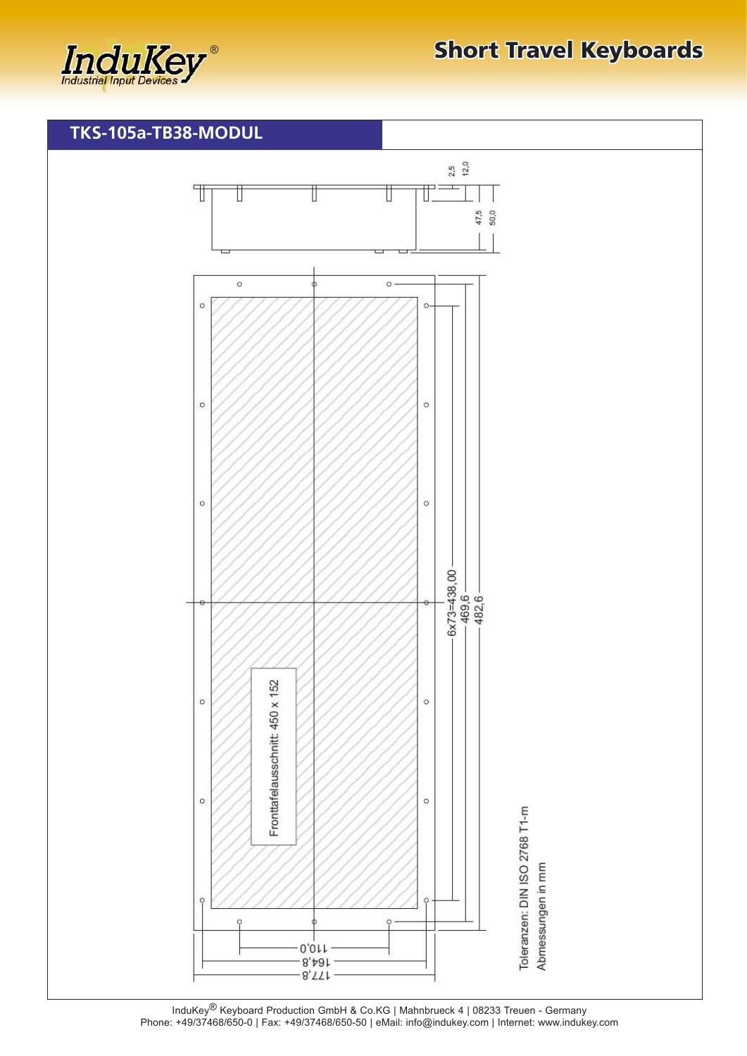# TKS-105a-TB38-MODUL

2,5
12,0
47,5
50,0

6x73=438,00
469,6
482,6

Fronttafelausschnitt: 450 x 152

110,0
164,8
177,8

Toleranzen: DIN ISO 2768 T1-m
Abmessungen in mm

InduKey® Keyboard Production GmbH & Co.KG | Mahnbrueck 4 | 08233 Treuen - Germany
Phone: +49/37468/650-0 | Fax: +49/37468/650-50 | eMail: info@indukey.com | Internet: www.indukey.com